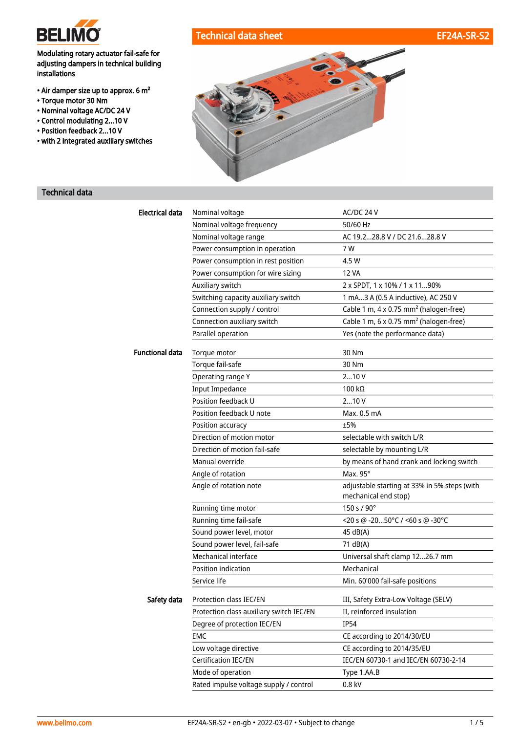# Technical data sheet EF24A-SR-S2

Modulating rotary actuator fail-safe for adjusting dampers in technical building installations

- Air damper size up to approx. 6 m²
- Torque motor 30 Nm
- Nominal voltage AC/DC 24 V
- Control modulating 2...10 V
- Position feedback 2...10 V
- with 2 integrated auxiliary switches

## Technical data

| | | |
|---|---|---|
| **Electrical data** | Nominal voltage | AC/DC 24 V |
| | Nominal voltage frequency | 50/60 Hz |
| | Nominal voltage range | AC 19.2...28.8 V / DC 21.6...28.8 V |
| | Power consumption in operation | 7 W |
| | Power consumption in rest position | 4.5 W |
| | Power consumption for wire sizing | 12 VA |
| | Auxiliary switch | 2 x SPDT, 1 x 10% / 1 x 11...90% |
| | Switching capacity auxiliary switch | 1 mA...3 A (0.5 A inductive), AC 250 V |
| | Connection supply / control | Cable 1 m, 4 x 0.75 mm² (halogen-free) |
| | Connection auxiliary switch | Cable 1 m, 6 x 0.75 mm² (halogen-free) |
| | Parallel operation | Yes (note the performance data) |
| **Functional data** | Torque motor | 30 Nm |
| | Torque fail-safe | 30 Nm |
| | Operating range Y | 2...10 V |
| | Input Impedance | 100 kΩ |
| | Position feedback U | 2...10 V |
| | Position feedback U note | Max. 0.5 mA |
| | Position accuracy | ±5% |
| | Direction of motion motor | selectable with switch L/R |
| | Direction of motion fail-safe | selectable by mounting L/R |
| | Manual override | by means of hand crank and locking switch |
| | Angle of rotation | Max. 95° |
| | Angle of rotation note | adjustable starting at 33% in 5% steps (with mechanical end stop) |
| | Running time motor | 150 s / 90° |
| | Running time fail-safe | <20 s @ -20...50°C / <60 s @ -30°C |
| | Sound power level, motor | 45 dB(A) |
| | Sound power level, fail-safe | 71 dB(A) |
| | Mechanical interface | Universal shaft clamp 12...26.7 mm |
| | Position indication | Mechanical |
| | Service life | Min. 60'000 fail-safe positions |
| **Safety data** | Protection class IEC/EN | III, Safety Extra-Low Voltage (SELV) |
| | Protection class auxiliary switch IEC/EN | II, reinforced insulation |
| | Degree of protection IEC/EN | IP54 |
| | EMC | CE according to 2014/30/EU |
| | Low voltage directive | CE according to 2014/35/EU |
| | Certification IEC/EN | IEC/EN 60730-1 and IEC/EN 60730-2-14 |
| | Mode of operation | Type 1.AA.B |
| | Rated impulse voltage supply / control | 0.8 kV |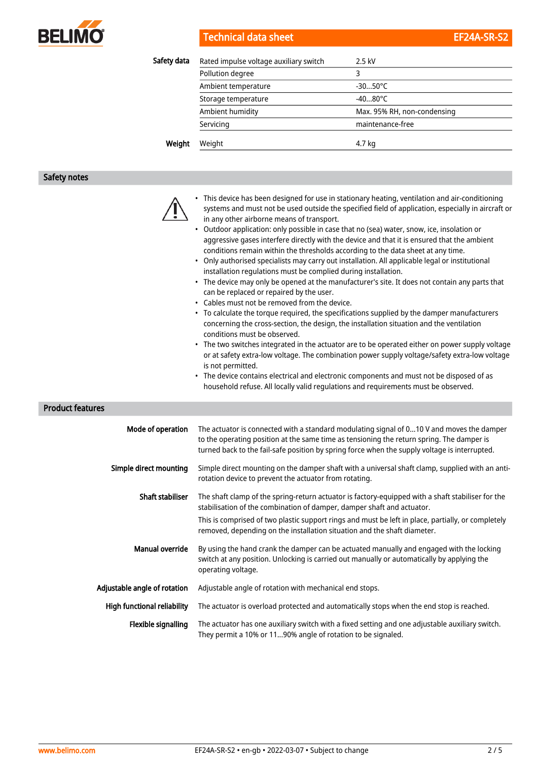| | | |
|---|---|---|
| **Safety data** | Rated impulse voltage auxiliary switch | 2.5 kV |
| | Pollution degree | 3 |
| | Ambient temperature | -30...50°C |
| | Storage temperature | -40...80°C |
| | Ambient humidity | Max. 95% RH, non-condensing |
| | Servicing | maintenance-free |
| **Weight** | Weight | 4.7 kg |

## Safety notes

- This device has been designed for use in stationary heating, ventilation and air-conditioning systems and must not be used outside the specified field of application, especially in aircraft or in any other airborne means of transport.
- Outdoor application: only possible in case that no (sea) water, snow, ice, insolation or aggressive gases interfere directly with the device and that it is ensured that the ambient conditions remain within the thresholds according to the data sheet at any time.
- Only authorised specialists may carry out installation. All applicable legal or institutional installation regulations must be complied during installation.
- The device may only be opened at the manufacturer's site. It does not contain any parts that can be replaced or repaired by the user.
- Cables must not be removed from the device.
- To calculate the torque required, the specifications supplied by the damper manufacturers concerning the cross-section, the design, the installation situation and the ventilation conditions must be observed.
- The two switches integrated in the actuator are to be operated either on power supply voltage or at safety extra-low voltage. The combination power supply voltage/safety extra-low voltage is not permitted.
- The device contains electrical and electronic components and must not be disposed of as household refuse. All locally valid regulations and requirements must be observed.

## Product features

**Mode of operation**

The actuator is connected with a standard modulating signal of 0...10 V and moves the damper to the operating position at the same time as tensioning the return spring. The damper is turned back to the fail-safe position by spring force when the supply voltage is interrupted.

**Simple direct mounting**

Simple direct mounting on the damper shaft with a universal shaft clamp, supplied with an anti-rotation device to prevent the actuator from rotating.

**Shaft stabiliser**

The shaft clamp of the spring-return actuator is factory-equipped with a shaft stabiliser for the stabilisation of the combination of damper, damper shaft and actuator.

This is comprised of two plastic support rings and must be left in place, partially, or completely removed, depending on the installation situation and the shaft diameter.

**Manual override**

By using the hand crank the damper can be actuated manually and engaged with the locking switch at any position. Unlocking is carried out manually or automatically by applying the operating voltage.

**Adjustable angle of rotation**

Adjustable angle of rotation with mechanical end stops.

**High functional reliability**

The actuator is overload protected and automatically stops when the end stop is reached.

**Flexible signalling**

The actuator has one auxiliary switch with a fixed setting and one adjustable auxiliary switch. They permit a 10% or 11...90% angle of rotation to be signaled.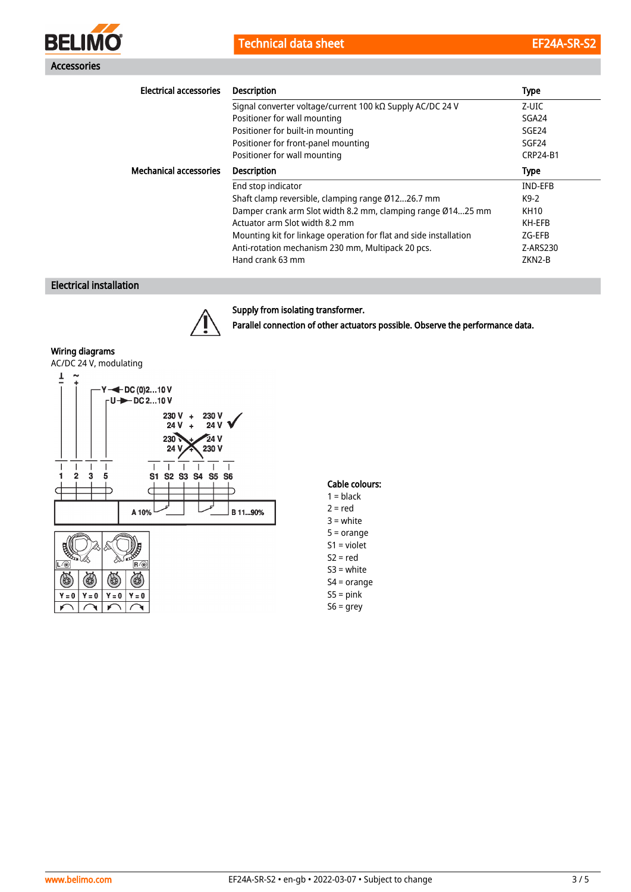## Accessories

| Electrical accessories | Description | Type |
|---|---|---|
| | Signal converter voltage/current 100 kΩ Supply AC/DC 24 V | Z-UIC |
| | Positioner for wall mounting | SGA24 |
| | Positioner for built-in mounting | SGE24 |
| | Positioner for front-panel mounting | SGF24 |
| | Positioner for wall mounting | CRP24-B1 |

| Mechanical accessories | Description | Type |
|---|---|---|
| | End stop indicator | IND-EFB |
| | Shaft clamp reversible, clamping range Ø12...26.7 mm | K9-2 |
| | Damper crank arm Slot width 8.2 mm, clamping range Ø14...25 mm | KH10 |
| | Actuator arm Slot width 8.2 mm | KH-EFB |
| | Mounting kit for linkage operation for flat and side installation | ZG-EFB |
| | Anti-rotation mechanism 230 mm, Multipack 20 pcs. | Z-ARS230 |
| | Hand crank 63 mm | ZKN2-B |

## Electrical installation

**Supply from isolating transformer.**

**Parallel connection of other actuators possible. Observe the performance data.**

### Wiring diagrams

AC/DC 24 V, modulating

Y — DC (0)2...10 V

U — DC 2...10 V

1 2 3 5 S1 S2 S3 S4 S5 S6

A 10% B 11...90%

**Cable colours:**

1 = black
2 = red
3 = white
5 = orange
S1 = violet
S2 = red
S3 = white
S4 = orange
S5 = pink
S6 = grey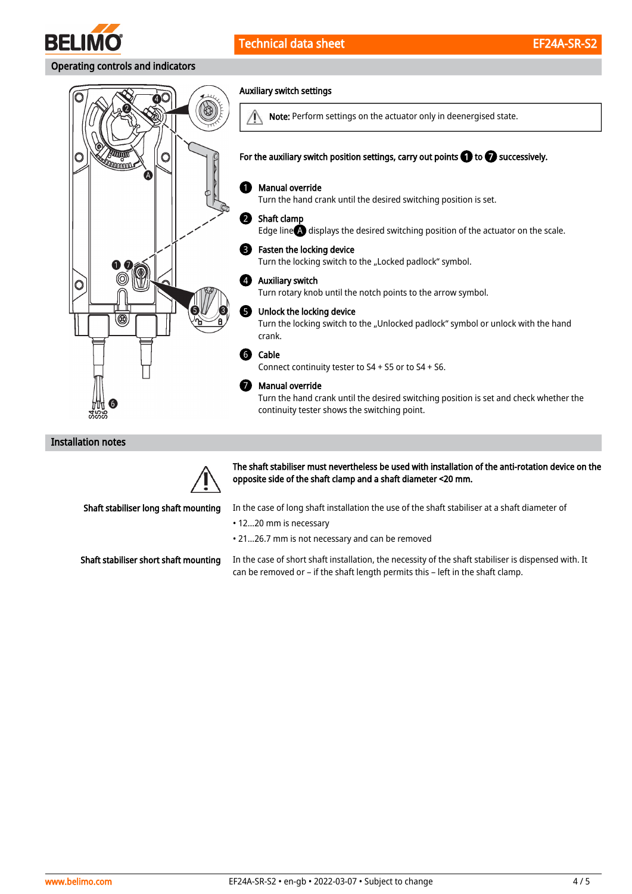## Operating controls and indicators

### Auxiliary switch settings

⚠ **Note:** Perform settings on the actuator only in deenergised state.

**For the auxiliary switch position settings, carry out points 1 to 7 successively.**

1. **Manual override**
   Turn the hand crank until the desired switching position is set.
2. **Shaft clamp**
   Edge line A displays the desired switching position of the actuator on the scale.
3. **Fasten the locking device**
   Turn the locking switch to the „Locked padlock" symbol.
4. **Auxiliary switch**
   Turn rotary knob until the notch points to the arrow symbol.
5. **Unlock the locking device**
   Turn the locking switch to the „Unlocked padlock" symbol or unlock with the hand crank.
6. **Cable**
   Connect continuity tester to S4 + S5 or to S4 + S6.
7. **Manual override**
   Turn the hand crank until the desired switching position is set and check whether the continuity tester shows the switching point.

## Installation notes

**The shaft stabiliser must nevertheless be used with installation of the anti-rotation device on the opposite side of the shaft clamp and a shaft diameter <20 mm.**

**Shaft stabiliser long shaft mounting**

In the case of long shaft installation the use of the shaft stabiliser at a shaft diameter of

- 12...20 mm is necessary
- 21...26.7 mm is not necessary and can be removed

**Shaft stabiliser short shaft mounting**

In the case of short shaft installation, the necessity of the shaft stabiliser is dispensed with. It can be removed or – if the shaft length permits this – left in the shaft clamp.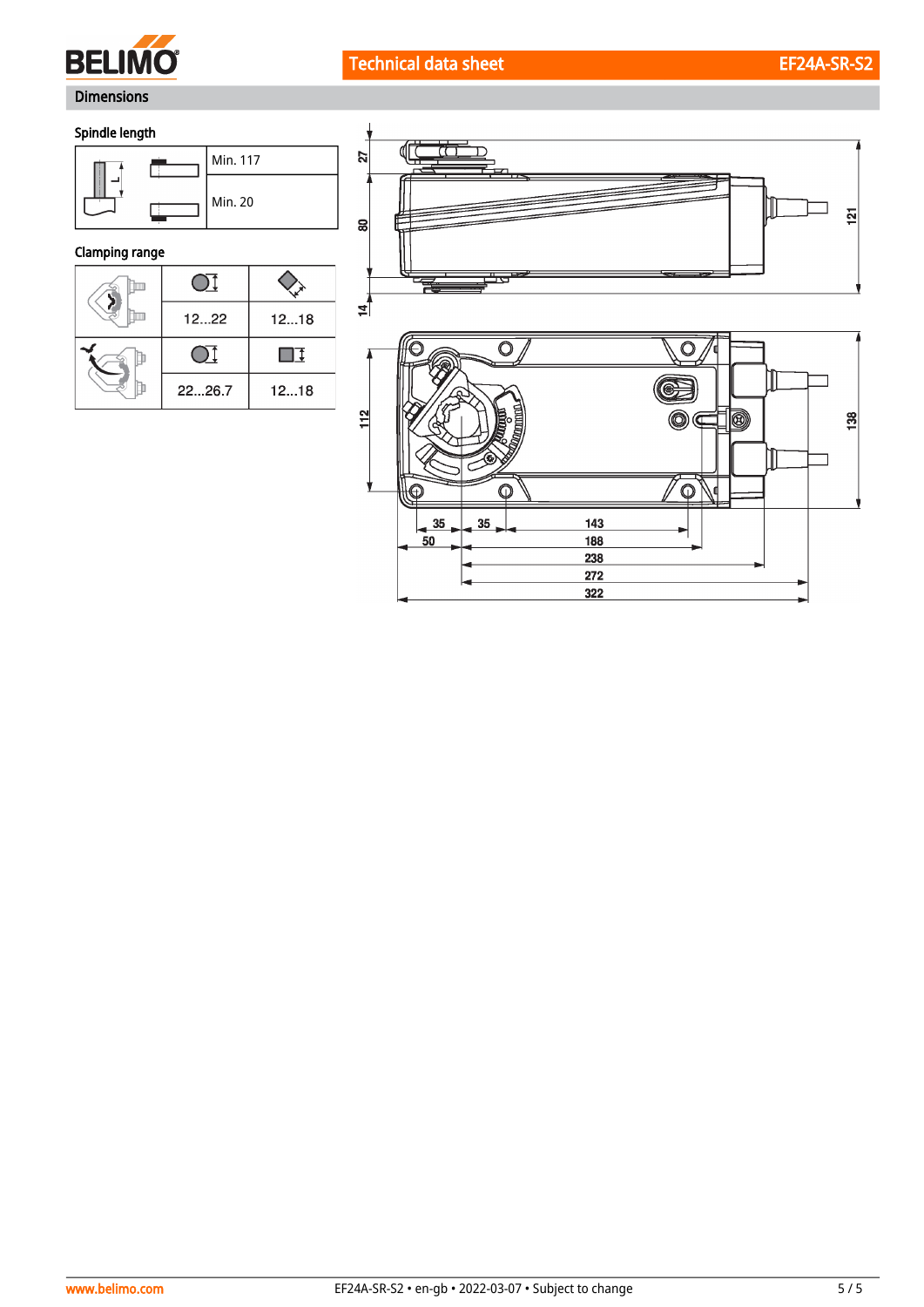## Dimensions

### Spindle length

| | |
|---|---|
| | Min. 117 |
| | Min. 20 |

### Clamping range

| | | |
|---|---|---|
| | 12...22 | 12...18 |
| | 22...26.7 | 12...18 |

27
80
14
121
112
138
35
35
143
50
188
238
272
322